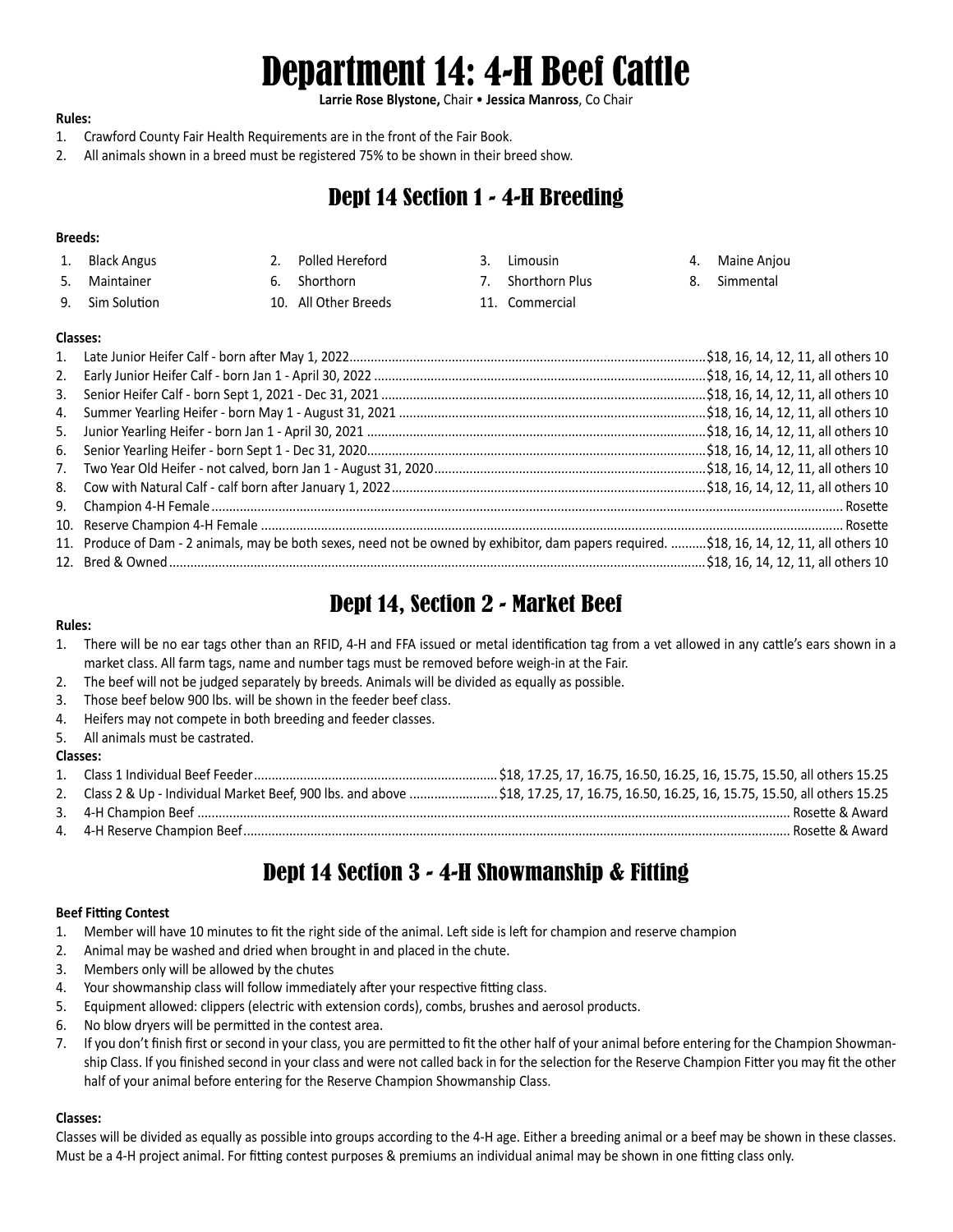# Department 14: 4-H Beef Cattle

**Larrie Rose Blystone,** Chair • **Jessica Manross**, Co Chair

**Rules:**

1. Crawford County Fair Health Requirements are in the front of the Fair Book.
2. All animals shown in a breed must be registered 75% to be shown in their breed show.

## Dept 14 Section 1 - 4-H Breeding

**Breeds:**

1. Black Angus
2. Polled Hereford
3. Limousin
4. Maine Anjou
5. Maintainer
6. Shorthorn
7. Shorthorn Plus
8. Simmental
9. Sim Solution
10. All Other Breeds
11. Commercial

**Classes:**

1. Late Junior Heifer Calf - born after May 1, 2022....................$18, 16, 14, 12, 11, all others 10
2. Early Junior Heifer Calf - born Jan 1 - April 30, 2022....................$18, 16, 14, 12, 11, all others 10
3. Senior Heifer Calf - born Sept 1, 2021 - Dec 31, 2021....................$18, 16, 14, 12, 11, all others 10
4. Summer Yearling Heifer - born May 1 - August 31, 2021....................$18, 16, 14, 12, 11, all others 10
5. Junior Yearling Heifer - born Jan 1 - April 30, 2021....................$18, 16, 14, 12, 11, all others 10
6. Senior Yearling Heifer - born Sept 1 - Dec 31, 2020....................$18, 16, 14, 12, 11, all others 10
7. Two Year Old Heifer - not calved, born Jan 1 - August 31, 2020....................$18, 16, 14, 12, 11, all others 10
8. Cow with Natural Calf - calf born after January 1, 2022....................$18, 16, 14, 12, 11, all others 10
9. Champion 4-H Female....................Rosette
10. Reserve Champion 4-H Female....................Rosette
11. Produce of Dam - 2 animals, may be both sexes, need not be owned by exhibitor, dam papers required. ..........$18, 16, 14, 12, 11, all others 10
12. Bred & Owned....................$18, 16, 14, 12, 11, all others 10

## Dept 14, Section 2 - Market Beef

**Rules:**

1. There will be no ear tags other than an RFID, 4-H and FFA issued or metal identification tag from a vet allowed in any cattle's ears shown in a market class. All farm tags, name and number tags must be removed before weigh-in at the Fair.
2. The beef will not be judged separately by breeds. Animals will be divided as equally as possible.
3. Those beef below 900 lbs. will be shown in the feeder beef class.
4. Heifers may not compete in both breeding and feeder classes.
5. All animals must be castrated.

**Classes:**

1. Class 1 Individual Beef Feeder....................$18, 17.25, 17, 16.75, 16.50, 16.25, 16, 15.75, 15.50, all others 15.25
2. Class 2 & Up - Individual Market Beef, 900 lbs. and above....................$18, 17.25, 17, 16.75, 16.50, 16.25, 16, 15.75, 15.50, all others 15.25
3. 4-H Champion Beef....................Rosette & Award
4. 4-H Reserve Champion Beef....................Rosette & Award

## Dept 14 Section 3 - 4-H Showmanship & Fitting

**Beef Fitting Contest**

1. Member will have 10 minutes to fit the right side of the animal. Left side is left for champion and reserve champion
2. Animal may be washed and dried when brought in and placed in the chute.
3. Members only will be allowed by the chutes
4. Your showmanship class will follow immediately after your respective fitting class.
5. Equipment allowed: clippers (electric with extension cords), combs, brushes and aerosol products.
6. No blow dryers will be permitted in the contest area.
7. If you don't finish first or second in your class, you are permitted to fit the other half of your animal before entering for the Champion Showmanship Class. If you finished second in your class and were not called back in for the selection for the Reserve Champion Fitter you may fit the other half of your animal before entering for the Reserve Champion Showmanship Class.

**Classes:**

Classes will be divided as equally as possible into groups according to the 4-H age. Either a breeding animal or a beef may be shown in these classes. Must be a 4-H project animal. For fitting contest purposes & premiums an individual animal may be shown in one fitting class only.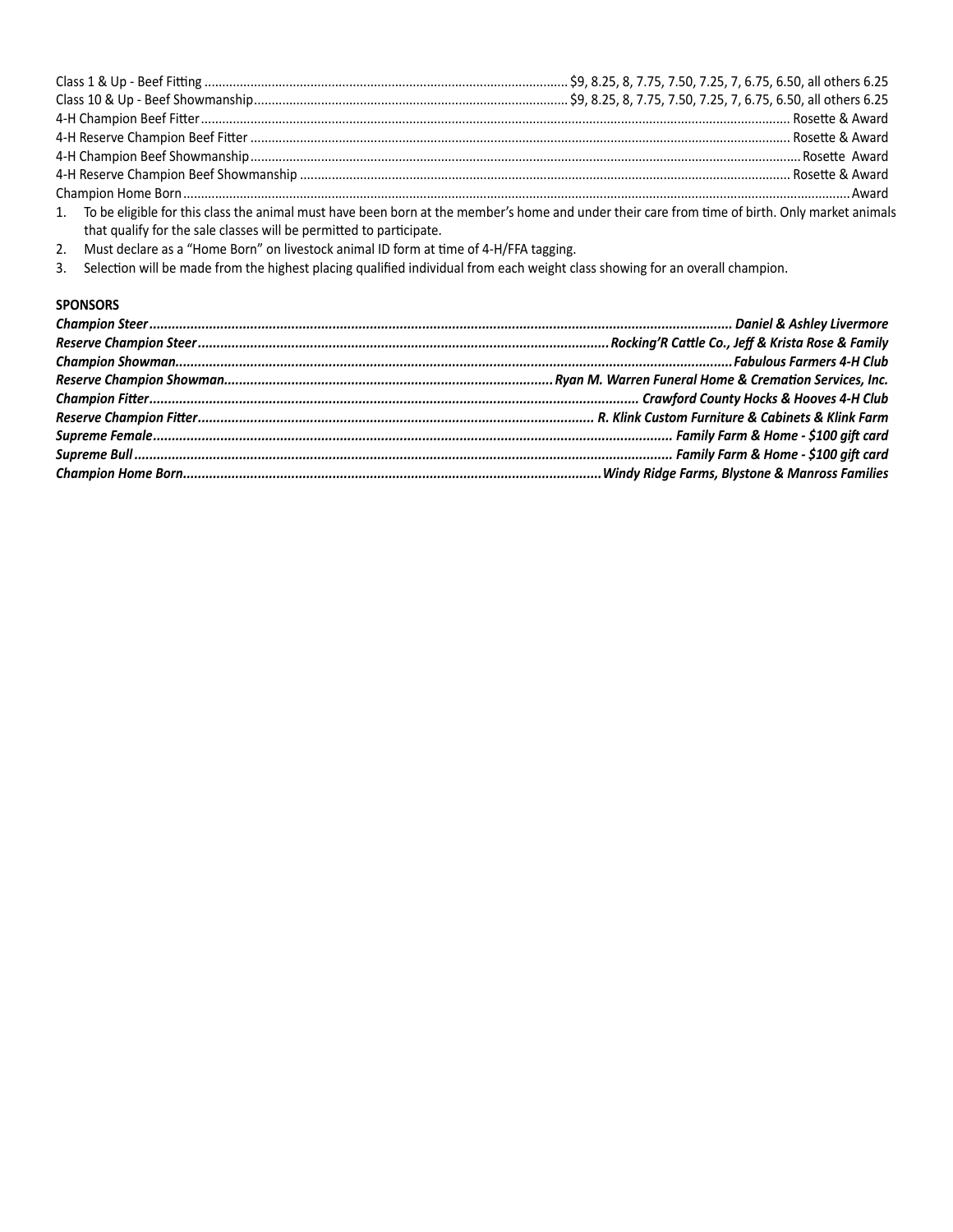Class 1 & Up - Beef Fitting ........................................ $9, 8.25, 8, 7.75, 7.50, 7.25, 7, 6.75, 6.50, all others 6.25
Class 10 & Up - Beef Showmanship ........................................ $9, 8.25, 8, 7.75, 7.50, 7.25, 7, 6.75, 6.50, all others 6.25
4-H Champion Beef Fitter ........................................ Rosette & Award
4-H Reserve Champion Beef Fitter ........................................ Rosette & Award
4-H Champion Beef Showmanship ........................................ Rosette Award
4-H Reserve Champion Beef Showmanship ........................................ Rosette & Award
Champion Home Born ........................................ Award

1. To be eligible for this class the animal must have been born at the member's home and under their care from time of birth. Only market animals that qualify for the sale classes will be permitted to participate.
2. Must declare as a "Home Born" on livestock animal ID form at time of 4-H/FFA tagging.
3. Selection will be made from the highest placing qualified individual from each weight class showing for an overall champion.

**SPONSORS**

***Champion Steer ........................................ Daniel & Ashley Livermore***
***Reserve Champion Steer ........................................ Rocking'R Cattle Co., Jeff & Krista Rose & Family***
***Champion Showman ........................................ Fabulous Farmers 4-H Club***
***Reserve Champion Showman ........................................ Ryan M. Warren Funeral Home & Cremation Services, Inc.***
***Champion Fitter ........................................ Crawford County Hocks & Hooves 4-H Club***
***Reserve Champion Fitter ........................................ R. Klink Custom Furniture & Cabinets & Klink Farm***
***Supreme Female ........................................ Family Farm & Home - $100 gift card***
***Supreme Bull ........................................ Family Farm & Home - $100 gift card***
***Champion Home Born ........................................ Windy Ridge Farms, Blystone & Manross Families***